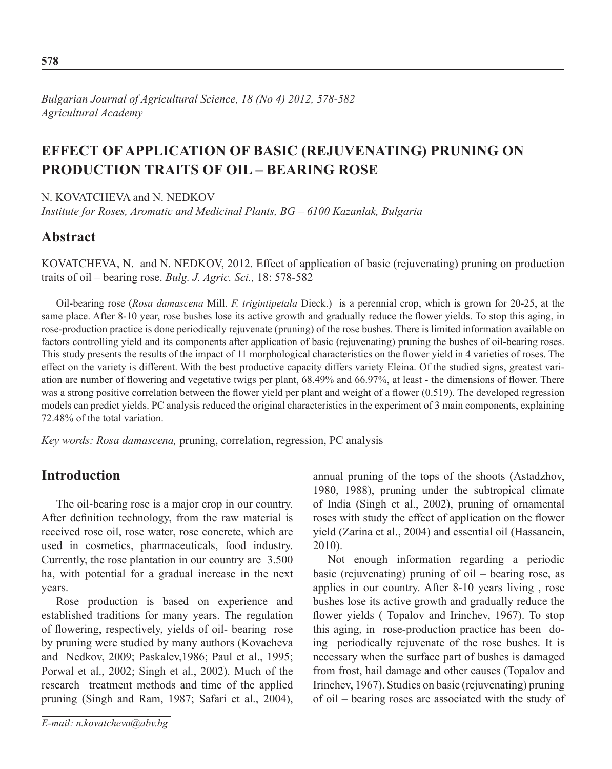*Bulgarian Journal of Agricultural Science, 18 (No 4) 2012, 578-582*
*Agricultural Academy*

# EFFECT OF APPLICATION OF BASIC (REJUVENATING) PRUNING ON PRODUCTION TRAITS OF OIL – BEARING ROSE

N. KOVATCHEVA and N. NEDKOV

*Institute for Roses, Aromatic and Medicinal Plants, BG – 6100 Kazanlak, Bulgaria*

## Abstract

KOVATCHEVA, N. and N. NEDKOV, 2012. Effect of application of basic (rejuvenating) pruning on production traits of oil – bearing rose. *Bulg. J. Agric. Sci.,* 18: 578-582

Oil-bearing rose (*Rosa damascena* Mill. *F. trigintipetala* Dieck.) is a perennial crop, which is grown for 20-25, at the same place. After 8-10 year, rose bushes lose its active growth and gradually reduce the flower yields. To stop this aging, in rose-production practice is done periodically rejuvenate (pruning) of the rose bushes. There is limited information available on factors controlling yield and its components after application of basic (rejuvenating) pruning the bushes of oil-bearing roses. This study presents the results of the impact of 11 morphological characteristics on the flower yield in 4 varieties of roses. The effect on the variety is different. With the best productive capacity differs variety Eleina. Of the studied signs, greatest variation are number of flowering and vegetative twigs per plant, 68.49% and 66.97%, at least - the dimensions of flower. There was a strong positive correlation between the flower yield per plant and weight of a flower (0.519). The developed regression models can predict yields. PC analysis reduced the original characteristics in the experiment of 3 main components, explaining 72.48% of the total variation.

*Key words: Rosa damascena,* pruning, correlation, regression, PC analysis

## Introduction

The oil-bearing rose is a major crop in our country. After definition technology, from the raw material is received rose oil, rose water, rose concrete, which are used in cosmetics, pharmaceuticals, food industry. Currently, the rose plantation in our country are 3.500 ha, with potential for a gradual increase in the next years.

Rose production is based on experience and established traditions for many years. The regulation of flowering, respectively, yields of oil- bearing rose by pruning were studied by many authors (Kovacheva and Nedkov, 2009; Paskalev,1986; Paul et al., 1995; Porwal et al., 2002; Singh et al., 2002). Much of the research treatment methods and time of the applied pruning (Singh and Ram, 1987; Safari et al., 2004), annual pruning of the tops of the shoots (Astadzhov, 1980, 1988), pruning under the subtropical climate of India (Singh et al., 2002), pruning of ornamental roses with study the effect of application on the flower yield (Zarina et al., 2004) and essential oil (Hassanein, 2010).

Not enough information regarding a periodic basic (rejuvenating) pruning of oil – bearing rose, as applies in our country. After 8-10 years living , rose bushes lose its active growth and gradually reduce the flower yields ( Topalov and Irinchev, 1967). To stop this aging, in rose-production practice has been doing periodically rejuvenate of the rose bushes. It is necessary when the surface part of bushes is damaged from frost, hail damage and other causes (Topalov and Irinchev, 1967). Studies on basic (rejuvenating) pruning of oil – bearing roses are associated with the study of

*E-mail: n.kovatcheva@abv.bg*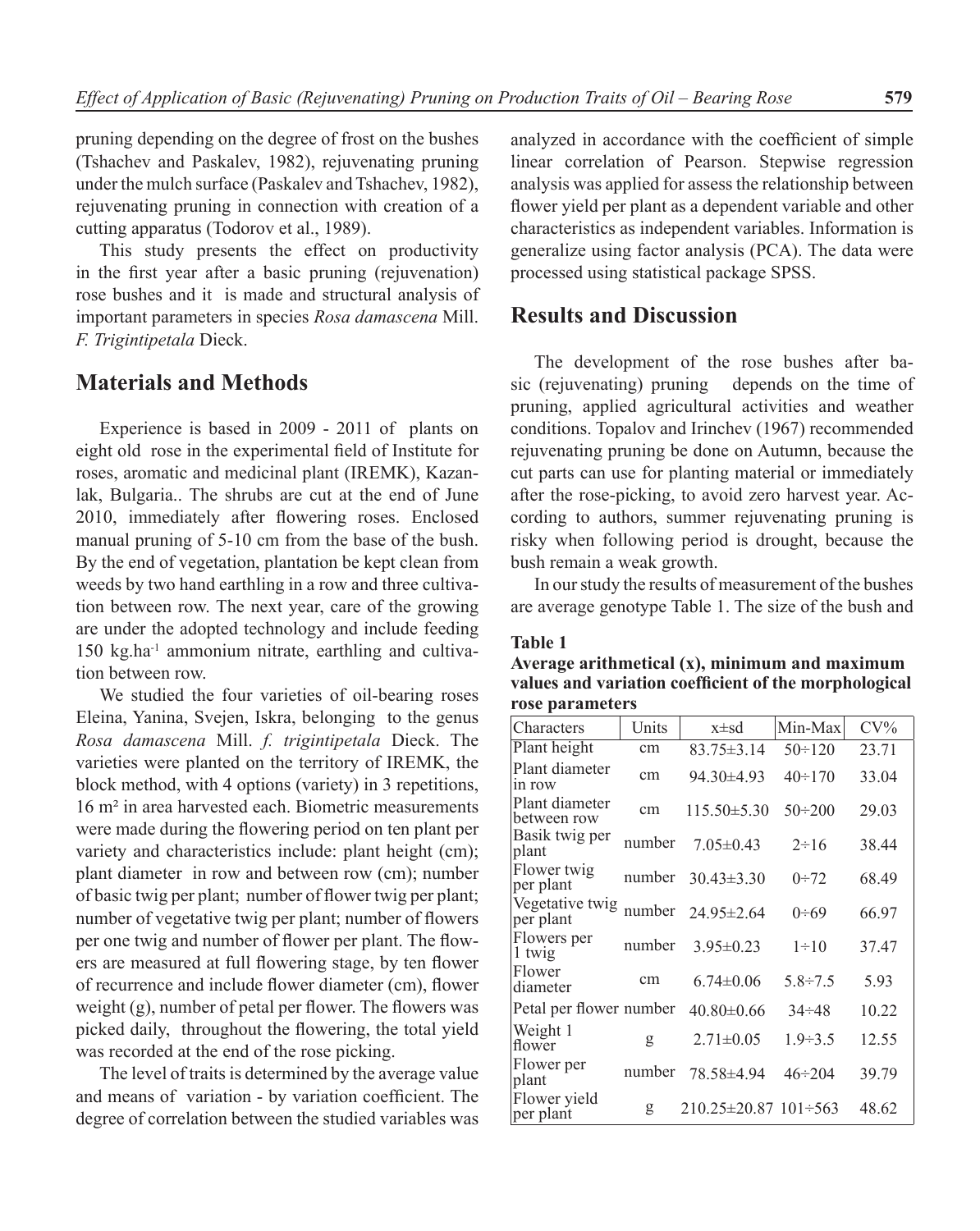pruning depending on the degree of frost on the bushes (Tshachev and Paskalev, 1982), rejuvenating pruning under the mulch surface (Paskalev and Tshachev, 1982), rejuvenating pruning in connection with creation of a cutting apparatus (Todorov et al., 1989).

This study presents the effect on productivity in the first year after a basic pruning (rejuvenation) rose bushes and it is made and structural analysis of important parameters in species *Rosa damascena* Mill. *F. Trigintipetala* Dieck.

## Materials and Methods

Experience is based in 2009 - 2011 of plants on eight old rose in the experimental field of Institute for roses, aromatic and medicinal plant (IREMK), Kazanlak, Bulgaria.. The shrubs are cut at the end of June 2010, immediately after flowering roses. Enclosed manual pruning of 5-10 cm from the base of the bush. By the end of vegetation, plantation be kept clean from weeds by two hand earthling in a row and three cultivation between row. The next year, care of the growing are under the adopted technology and include feeding 150 kg.ha$^{-1}$ ammonium nitrate, earthling and cultivation between row.

We studied the four varieties of oil-bearing roses Eleina, Yanina, Svejen, Iskra, belonging to the genus *Rosa damascena* Mill. *f. trigintipetala* Dieck. The varieties were planted on the territory of IREMK, the block method, with 4 options (variety) in 3 repetitions, 16 m² in area harvested each. Biometric measurements were made during the flowering period on ten plant per variety and characteristics include: plant height (cm); plant diameter in row and between row (cm); number of basic twig per plant; number of flower twig per plant; number of vegetative twig per plant; number of flowers per one twig and number of flower per plant. The flowers are measured at full flowering stage, by ten flower of recurrence and include flower diameter (cm), flower weight (g), number of petal per flower. The flowers was picked daily, throughout the flowering, the total yield was recorded at the end of the rose picking.

The level of traits is determined by the average value and means of variation - by variation coefficient. The degree of correlation between the studied variables was analyzed in accordance with the coefficient of simple linear correlation of Pearson. Stepwise regression analysis was applied for assess the relationship between flower yield per plant as a dependent variable and other characteristics as independent variables. Information is generalize using factor analysis (PCA). The data were processed using statistical package SPSS.

## Results and Discussion

The development of the rose bushes after basic (rejuvenating) pruning depends on the time of pruning, applied agricultural activities and weather conditions. Topalov and Irinchev (1967) recommended rejuvenating pruning be done on Autumn, because the cut parts can use for planting material or immediately after the rose-picking, to avoid zero harvest year. According to authors, summer rejuvenating pruning is risky when following period is drought, because the bush remain a weak growth.

In our study the results of measurement of the bushes are average genotype Table 1. The size of the bush and

**Table 1**
**Average arithmetical (x), minimum and maximum values and variation coefficient of the morphological rose parameters**

| Characters | Units | x±sd | Min-Max | CV% |
|---|---|---|---|---|
| Plant height | cm | 83.75±3.14 | 50÷120 | 23.71 |
| Plant diameter in row | cm | 94.30±4.93 | 40÷170 | 33.04 |
| Plant diameter between row | cm | 115.50±5.30 | 50÷200 | 29.03 |
| Basik twig per plant | number | 7.05±0.43 | 2÷16 | 38.44 |
| Flower twig per plant | number | 30.43±3.30 | 0÷72 | 68.49 |
| Vegetative twig per plant | number | 24.95±2.64 | 0÷69 | 66.97 |
| Flowers per 1 twig | number | 3.95±0.23 | 1÷10 | 37.47 |
| Flower diameter | cm | 6.74±0.06 | 5.8÷7.5 | 5.93 |
| Petal per flower | number | 40.80±0.66 | 34÷48 | 10.22 |
| Weight 1 flower | g | 2.71±0.05 | 1.9÷3.5 | 12.55 |
| Flower per plant | number | 78.58±4.94 | 46÷204 | 39.79 |
| Flower yield per plant | g | 210.25±20.87 | 101÷563 | 48.62 |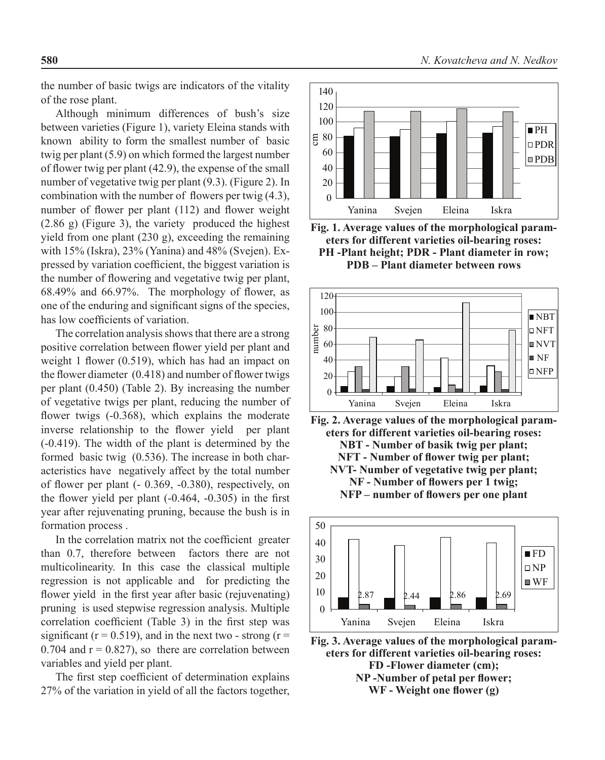the number of basic twigs are indicators of the vitality of the rose plant.

Although minimum differences of bush's size between varieties (Figure 1), variety Eleina stands with known ability to form the smallest number of basic twig per plant (5.9) on which formed the largest number of flower twig per plant (42.9), the expense of the small number of vegetative twig per plant (9.3). (Figure 2). In combination with the number of flowers per twig (4.3), number of flower per plant (112) and flower weight (2.86 g) (Figure 3), the variety produced the highest yield from one plant (230 g), exceeding the remaining with 15% (Iskra), 23% (Yanina) and 48% (Svejen). Expressed by variation coefficient, the biggest variation is the number of flowering and vegetative twig per plant, 68.49% and 66.97%. The morphology of flower, as one of the enduring and significant signs of the species, has low coefficients of variation.

The correlation analysis shows that there are a strong positive correlation between flower yield per plant and weight 1 flower (0.519), which has had an impact on the flower diameter (0.418) and number of flower twigs per plant (0.450) (Table 2). By increasing the number of vegetative twigs per plant, reducing the number of flower twigs (-0.368), which explains the moderate inverse relationship to the flower yield per plant (-0.419). The width of the plant is determined by the formed basic twig (0.536). The increase in both characteristics have negatively affect by the total number of flower per plant (- 0.369, -0.380), respectively, on the flower yield per plant (-0.464, -0.305) in the first year after rejuvenating pruning, because the bush is in formation process .

In the correlation matrix not the coefficient greater than 0.7, therefore between factors there are not multicolinearity. In this case the classical multiple regression is not applicable and for predicting the flower yield in the first year after basic (rejuvenating) pruning is used stepwise regression analysis. Multiple correlation coefficient (Table 3) in the first step was significant ($r = 0.519$), and in the next two - strong ($r = 0.704$ and $r = 0.827$), so there are correlation between variables and yield per plant.

The first step coefficient of determination explains 27% of the variation in yield of all the factors together,

**Fig. 1. Average values of the morphological parameters for different varieties oil-bearing roses: PH -Plant height; PDR - Plant diameter in row; PDB – Plant diameter between rows**

**Fig. 2. Average values of the morphological parameters for different varieties oil-bearing roses: NBT - Number of basik twig per plant; NFT - Number of flower twig per plant; NVT- Number of vegetative twig per plant; NF - Number of flowers per 1 twig; NFP – number of flowers per one plant**

**Fig. 3. Average values of the morphological parameters for different varieties oil-bearing roses: FD -Flower diameter (cm); NP -Number of petal per flower; WF - Weight one flower (g)**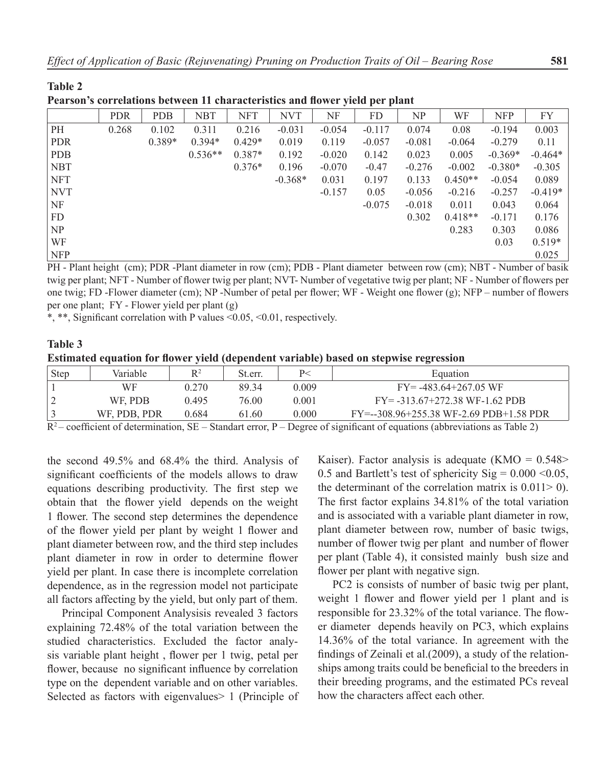**Table 2**

**Pearson's correlations between 11 characteristics and flower yield per plant**

| | PDR | PDB | NBT | NFT | NVT | NF | FD | NP | WF | NFP | FY |
|---|---|---|---|---|---|---|---|---|---|---|---|
| PH | 0.268 | 0.102 | 0.311 | 0.216 | -0.031 | -0.054 | -0.117 | 0.074 | 0.08 | -0.194 | 0.003 |
| PDR | | 0.389* | 0.394* | 0.429* | 0.019 | 0.119 | -0.057 | -0.081 | -0.064 | -0.279 | 0.11 |
| PDB | | | 0.536** | 0.387* | 0.192 | -0.020 | 0.142 | 0.023 | 0.005 | -0.369* | -0.464* |
| NBT | | | | 0.376* | 0.196 | -0.070 | -0.47 | -0.276 | -0.002 | -0.380* | -0.305 |
| NFT | | | | | -0.368* | 0.031 | 0.197 | 0.133 | 0.450** | -0.054 | 0.089 |
| NVT | | | | | | -0.157 | 0.05 | -0.056 | -0.216 | -0.257 | -0.419* |
| NF | | | | | | | -0.075 | -0.018 | 0.011 | 0.043 | 0.064 |
| FD | | | | | | | | 0.302 | 0.418** | -0.171 | 0.176 |
| NP | | | | | | | | | 0.283 | 0.303 | 0.086 |
| WF | | | | | | | | | | 0.03 | 0.519* |
| NFP | | | | | | | | | | | 0.025 |

PH - Plant height (cm); PDR -Plant diameter in row (cm); PDB - Plant diameter between row (cm); NBT - Number of basik twig per plant; NFT - Number of flower twig per plant; NVT- Number of vegetative twig per plant; NF - Number of flowers per one twig; FD -Flower diameter (cm); NP -Number of petal per flower; WF - Weight one flower (g); NFP – number of flowers per one plant; FY - Flower yield per plant (g)

*, **, Significant correlation with P values <0.05, <0.01, respectively.

**Table 3**

**Estimated equation for flower yield (dependent variable) based on stepwise regression**

| Step | Variable | $R^2$ | St.err. | P< | Equation |
|---|---|---|---|---|---|
| 1 | WF | 0.270 | 89.34 | 0.009 | FY= -483.64+267.05 WF |
| 2 | WF, PDB | 0.495 | 76.00 | 0.001 | FY= -313.67+272.38 WF-1.62 PDB |
| 3 | WF, PDB, PDR | 0.684 | 61.60 | 0.000 | FY=--308.96+255.38 WF-2.69 PDB+1.58 PDR |

$R^2$ – coefficient of determination, SE – Standart error, P – Degree of significant of equations (abbreviations as Table 2)

the second 49.5% and 68.4% the third. Analysis of significant coefficients of the models allows to draw equations describing productivity. The first step we obtain that the flower yield depends on the weight 1 flower. The second step determines the dependence of the flower yield per plant by weight 1 flower and plant diameter between row, and the third step includes plant diameter in row in order to determine flower yield per plant. In case there is incomplete correlation dependence, as in the regression model not participate all factors affecting by the yield, but only part of them.

Principal Component Analysisis revealed 3 factors explaining 72.48% of the total variation between the studied characteristics. Excluded the factor analysis variable plant height , flower per 1 twig, petal per flower, because no significant influence by correlation type on the dependent variable and on other variables. Selected as factors with eigenvalues> 1 (Principle of Kaiser). Factor analysis is adequate (KMO = 0.548> 0.5 and Bartlett's test of sphericity Sig = 0.000 <0.05, the determinant of the correlation matrix is 0.011> 0). The first factor explains 34.81% of the total variation and is associated with a variable plant diameter in row, plant diameter between row, number of basic twigs, number of flower twig per plant and number of flower per plant (Table 4), it consisted mainly bush size and flower per plant with negative sign.

PC2 is consists of number of basic twig per plant, weight 1 flower and flower yield per 1 plant and is responsible for 23.32% of the total variance. The flower diameter depends heavily on PC3, which explains 14.36% of the total variance. In agreement with the findings of Zeinali et al.(2009), a study of the relationships among traits could be beneficial to the breeders in their breeding programs, and the estimated PCs reveal how the characters affect each other.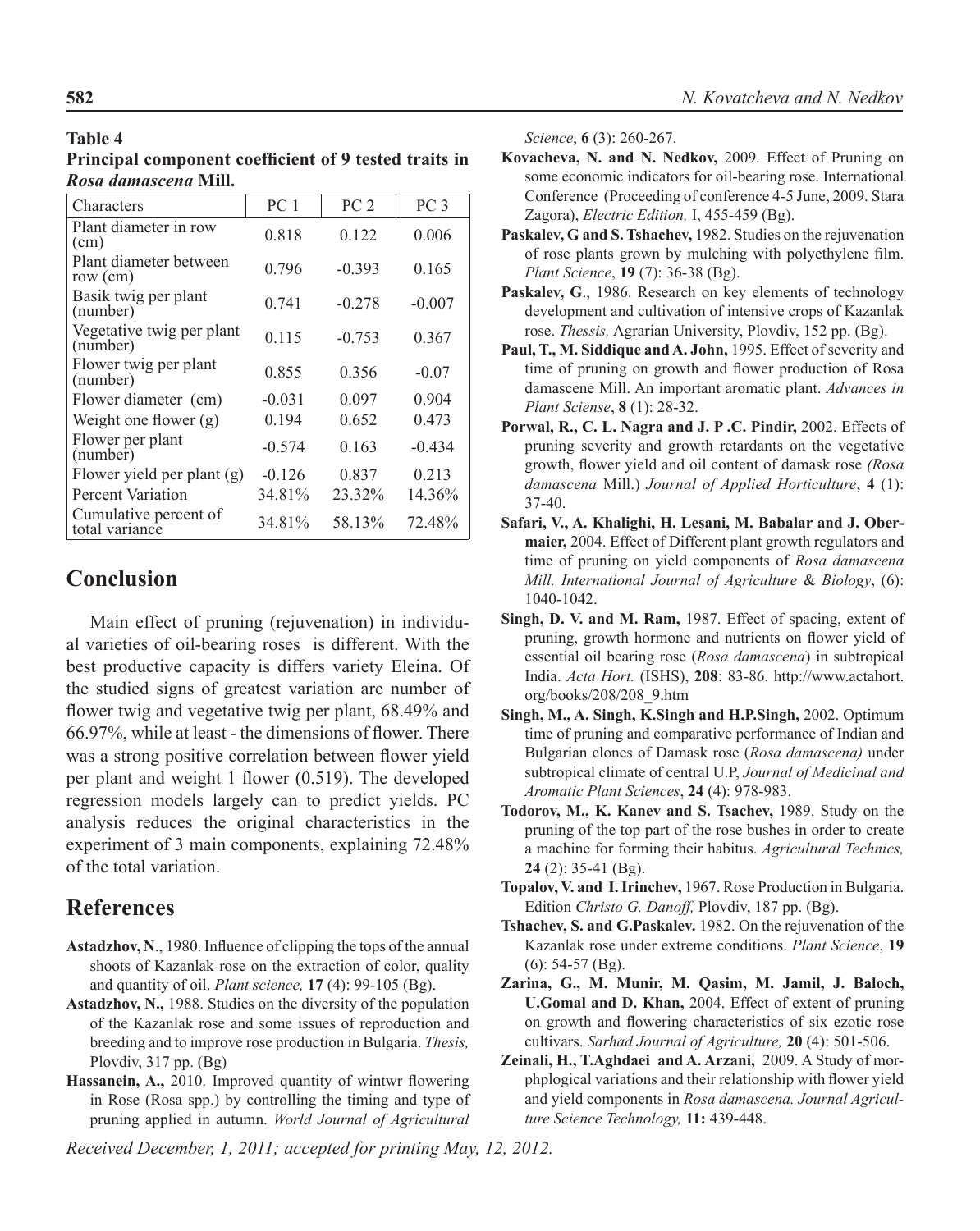**Table 4**
**Principal component coefficient of 9 tested traits in *Rosa damascena* Mill.**

| Characters | PC 1 | PC 2 | PC 3 |
|---|---|---|---|
| Plant diameter in row (cm) | 0.818 | 0.122 | 0.006 |
| Plant diameter between row (cm) | 0.796 | -0.393 | 0.165 |
| Basik twig per plant (number) | 0.741 | -0.278 | -0.007 |
| Vegetative twig per plant (number) | 0.115 | -0.753 | 0.367 |
| Flower twig per plant (number) | 0.855 | 0.356 | -0.07 |
| Flower diameter (cm) | -0.031 | 0.097 | 0.904 |
| Weight one flower (g) | 0.194 | 0.652 | 0.473 |
| Flower per plant (number) | -0.574 | 0.163 | -0.434 |
| Flower yield per plant (g) | -0.126 | 0.837 | 0.213 |
| Percent Variation | 34.81% | 23.32% | 14.36% |
| Cumulative percent of total variance | 34.81% | 58.13% | 72.48% |

## Conclusion

Main effect of pruning (rejuvenation) in individual varieties of oil-bearing roses is different. With the best productive capacity is differs variety Eleina. Of the studied signs of greatest variation are number of flower twig and vegetative twig per plant, 68.49% and 66.97%, while at least - the dimensions of flower. There was a strong positive correlation between flower yield per plant and weight 1 flower (0.519). The developed regression models largely can to predict yields. PC analysis reduces the original characteristics in the experiment of 3 main components, explaining 72.48% of the total variation.

## References

**Astadzhov, N**., 1980. Influence of clipping the tops of the annual shoots of Kazanlak rose on the extraction of color, quality and quantity of oil. *Plant science,* **17** (4): 99-105 (Bg).

**Astadzhov, N.,** 1988. Studies on the diversity of the population of the Kazanlak rose and some issues of reproduction and breeding and to improve rose production in Bulgaria. *Thesis,* Plovdiv, 317 pp. (Bg)

**Hassanein, A.,** 2010. Improved quantity of wintwr flowering in Rose (Rosa spp.) by controlling the timing and type of pruning applied in autumn. *World Journal of Agricultural Science*, **6** (3): 260-267.

**Kovacheva, N. and N. Nedkov,** 2009. Effect of Pruning on some economic indicators for oil-bearing rose. International Conference (Proceeding of conference 4-5 June, 2009. Stara Zagora), *Electric Edition,* I, 455-459 (Bg).

**Paskalev, G and S. Tshachev,** 1982. Studies on the rejuvenation of rose plants grown by mulching with polyethylene film. *Plant Science*, **19** (7): 36-38 (Bg).

**Paskalev, G**., 1986. Research on key elements of technology development and cultivation of intensive crops of Kazanlak rose. *Thessis,* Agrarian University, Plovdiv, 152 pp. (Bg).

**Paul, T., M. Siddique and A. John,** 1995. Effect of severity and time of pruning on growth and flower production of Rosa damascene Mill. An important aromatic plant. *Advances in Plant Sciense*, **8** (1): 28-32.

**Porwal, R., C. L. Nagra and J. P .C. Pindir,** 2002. Effects of pruning severity and growth retardants on the vegetative growth, flower yield and oil content of damask rose *(Rosa damascena* Mill.) *Journal of Applied Horticulture*, **4** (1): 37-40.

**Safari, V., A. Khalighi, H. Lesani, M. Babalar and J. Obermaier,** 2004. Effect of Different plant growth regulators and time of pruning on yield components of *Rosa damascena Mill. International Journal of Agriculture* & *Biology*, (6): 1040-1042.

**Singh, D. V. and M. Ram,** 1987. Effect of spacing, extent of pruning, growth hormone and nutrients on flower yield of essential oil bearing rose (*Rosa damascena*) in subtropical India. *Acta Hort.* (ISHS), **208**: 83-86. http://www.actahort.org/books/208/208_9.htm

**Singh, M., A. Singh, K.Singh and H.P.Singh,** 2002. Optimum time of pruning and comparative performance of Indian and Bulgarian clones of Damask rose (*Rosa damascena)* under subtropical climate of central U.P, *Journal of Medicinal and Aromatic Plant Sciences*, **24** (4): 978-983.

**Todorov, M., K. Kanev and S. Tsachev,** 1989. Study on the pruning of the top part of the rose bushes in order to create a machine for forming their habitus. *Agricultural Technics,* **24** (2): 35-41 (Bg).

**Topalov, V. and I. Irinchev,** 1967. Rose Production in Bulgaria. Edition *Christo G. Danoff,* Plovdiv, 187 pp. (Bg).

**Tshachev, S. and G.Paskalev.** 1982. On the rejuvenation of the Kazanlak rose under extreme conditions. *Plant Science*, **19** (6): 54-57 (Bg).

**Zarina, G., M. Munir, M. Qasim, M. Jamil, J. Baloch, U.Gomal and D. Khan,** 2004. Effect of extent of pruning on growth and flowering characteristics of six ezotic rose cultivars. *Sarhad Journal of Agriculture,* **20** (4): 501-506.

**Zeinali, H., T.Aghdaei and A. Arzani,** 2009. A Study of morphplogical variations and their relationship with flower yield and yield components in *Rosa damascena. Journal Agriculture Science Technology,* **11:** 439-448.

*Received December, 1, 2011; accepted for printing May, 12, 2012.*